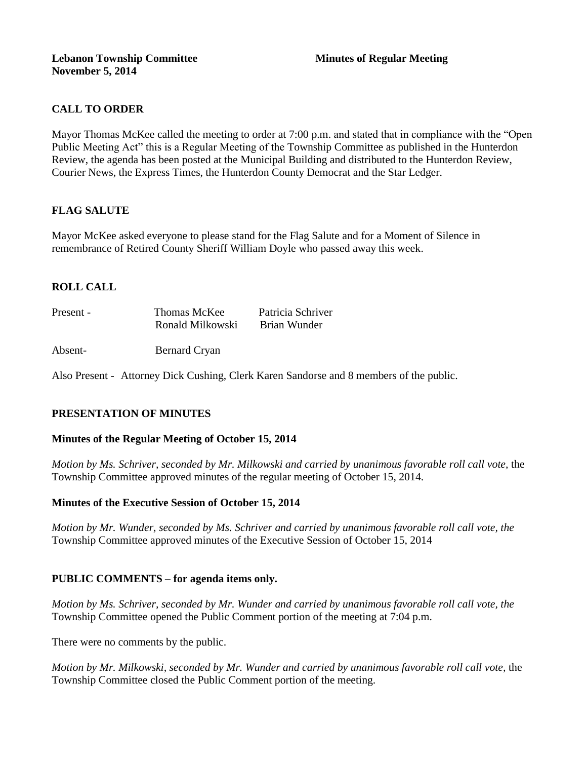**Lebanon Township Committee** **Minutes of Regular Meeting**
**November 5, 2014**

## CALL TO ORDER

Mayor Thomas McKee called the meeting to order at 7:00 p.m. and stated that in compliance with the "Open Public Meeting Act" this is a Regular Meeting of the Township Committee as published in the Hunterdon Review, the agenda has been posted at the Municipal Building and distributed to the Hunterdon Review, Courier News, the Express Times, the Hunterdon County Democrat and the Star Ledger.

## FLAG SALUTE

Mayor McKee asked everyone to please stand for the Flag Salute and for a Moment of Silence in remembrance of Retired County Sheriff William Doyle who passed away this week.

## ROLL CALL

| | | |
|---|---|---|
| Present - | Thomas McKee | Patricia Schriver |
| | Ronald Milkowski | Brian Wunder |
| Absent- | Bernard Cryan | |

Also Present - Attorney Dick Cushing, Clerk Karen Sandorse and 8 members of the public.

## PRESENTATION OF MINUTES

### Minutes of the Regular Meeting of October 15, 2014

*Motion by Ms. Schriver, seconded by Mr. Milkowski and carried by unanimous favorable roll call vote,* the Township Committee approved minutes of the regular meeting of October 15, 2014.

### Minutes of the Executive Session of October 15, 2014

*Motion by Mr. Wunder, seconded by Ms. Schriver and carried by unanimous favorable roll call vote, the* Township Committee approved minutes of the Executive Session of October 15, 2014

## PUBLIC COMMENTS – for agenda items only.

*Motion by Ms. Schriver, seconded by Mr. Wunder and carried by unanimous favorable roll call vote, the* Township Committee opened the Public Comment portion of the meeting at 7:04 p.m.

There were no comments by the public.

*Motion by Mr. Milkowski, seconded by Mr. Wunder and carried by unanimous favorable roll call vote,* the Township Committee closed the Public Comment portion of the meeting.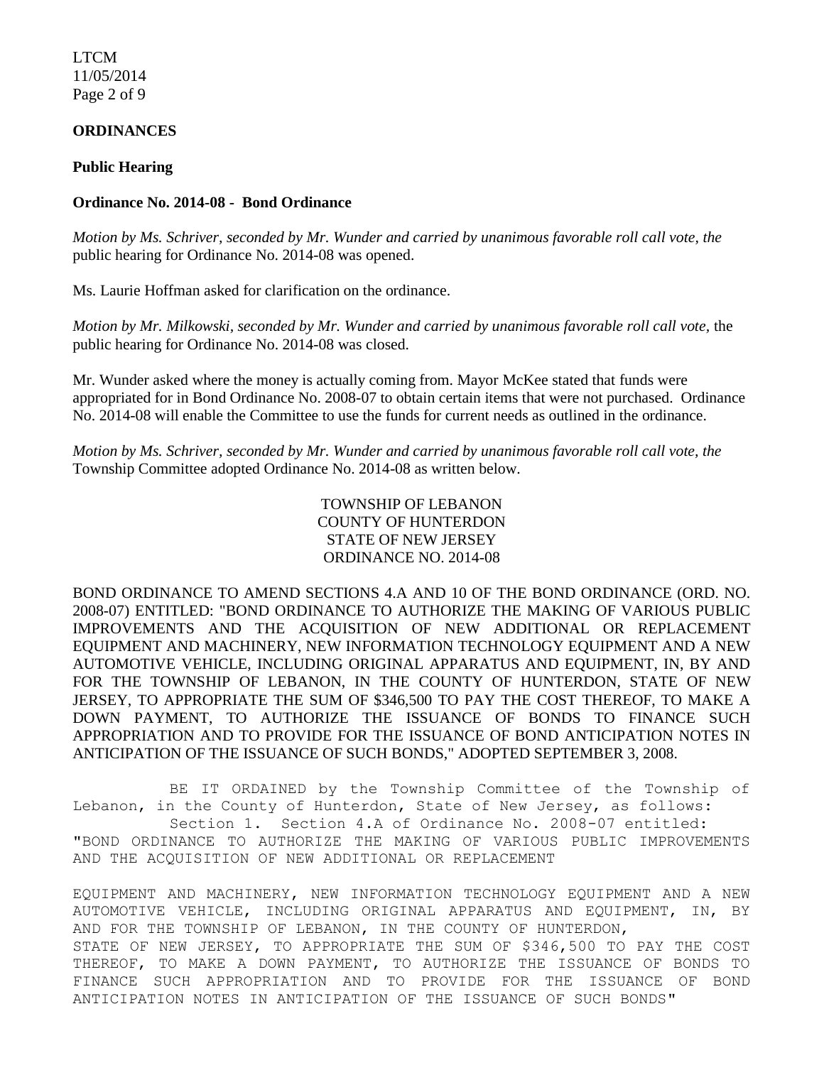**ORDINANCES**

**Public Hearing**

**Ordinance No. 2014-08 - Bond Ordinance**

*Motion by Ms. Schriver, seconded by Mr. Wunder and carried by unanimous favorable roll call vote, the* public hearing for Ordinance No. 2014-08 was opened.

Ms. Laurie Hoffman asked for clarification on the ordinance.

*Motion by Mr. Milkowski, seconded by Mr. Wunder and carried by unanimous favorable roll call vote,* the public hearing for Ordinance No. 2014-08 was closed.

Mr. Wunder asked where the money is actually coming from. Mayor McKee stated that funds were appropriated for in Bond Ordinance No. 2008-07 to obtain certain items that were not purchased. Ordinance No. 2014-08 will enable the Committee to use the funds for current needs as outlined in the ordinance.

*Motion by Ms. Schriver, seconded by Mr. Wunder and carried by unanimous favorable roll call vote, the* Township Committee adopted Ordinance No. 2014-08 as written below.

TOWNSHIP OF LEBANON
COUNTY OF HUNTERDON
STATE OF NEW JERSEY
ORDINANCE NO. 2014-08

BOND ORDINANCE TO AMEND SECTIONS 4.A AND 10 OF THE BOND ORDINANCE (ORD. NO. 2008-07) ENTITLED: "BOND ORDINANCE TO AUTHORIZE THE MAKING OF VARIOUS PUBLIC IMPROVEMENTS AND THE ACQUISITION OF NEW ADDITIONAL OR REPLACEMENT EQUIPMENT AND MACHINERY, NEW INFORMATION TECHNOLOGY EQUIPMENT AND A NEW AUTOMOTIVE VEHICLE, INCLUDING ORIGINAL APPARATUS AND EQUIPMENT, IN, BY AND FOR THE TOWNSHIP OF LEBANON, IN THE COUNTY OF HUNTERDON, STATE OF NEW JERSEY, TO APPROPRIATE THE SUM OF $346,500 TO PAY THE COST THEREOF, TO MAKE A DOWN PAYMENT, TO AUTHORIZE THE ISSUANCE OF BONDS TO FINANCE SUCH APPROPRIATION AND TO PROVIDE FOR THE ISSUANCE OF BOND ANTICIPATION NOTES IN ANTICIPATION OF THE ISSUANCE OF SUCH BONDS," ADOPTED SEPTEMBER 3, 2008.

BE IT ORDAINED by the Township Committee of the Township of Lebanon, in the County of Hunterdon, State of New Jersey, as follows:

Section 1. Section 4.A of Ordinance No. 2008-07 entitled: "BOND ORDINANCE TO AUTHORIZE THE MAKING OF VARIOUS PUBLIC IMPROVEMENTS AND THE ACQUISITION OF NEW ADDITIONAL OR REPLACEMENT EQUIPMENT AND MACHINERY, NEW INFORMATION TECHNOLOGY EQUIPMENT AND A NEW AUTOMOTIVE VEHICLE, INCLUDING ORIGINAL APPARATUS AND EQUIPMENT, IN, BY AND FOR THE TOWNSHIP OF LEBANON, IN THE COUNTY OF HUNTERDON, STATE OF NEW JERSEY, TO APPROPRIATE THE SUM OF $346,500 TO PAY THE COST THEREOF, TO MAKE A DOWN PAYMENT, TO AUTHORIZE THE ISSUANCE OF BONDS TO FINANCE SUCH APPROPRIATION AND TO PROVIDE FOR THE ISSUANCE OF BOND ANTICIPATION NOTES IN ANTICIPATION OF THE ISSUANCE OF SUCH BONDS"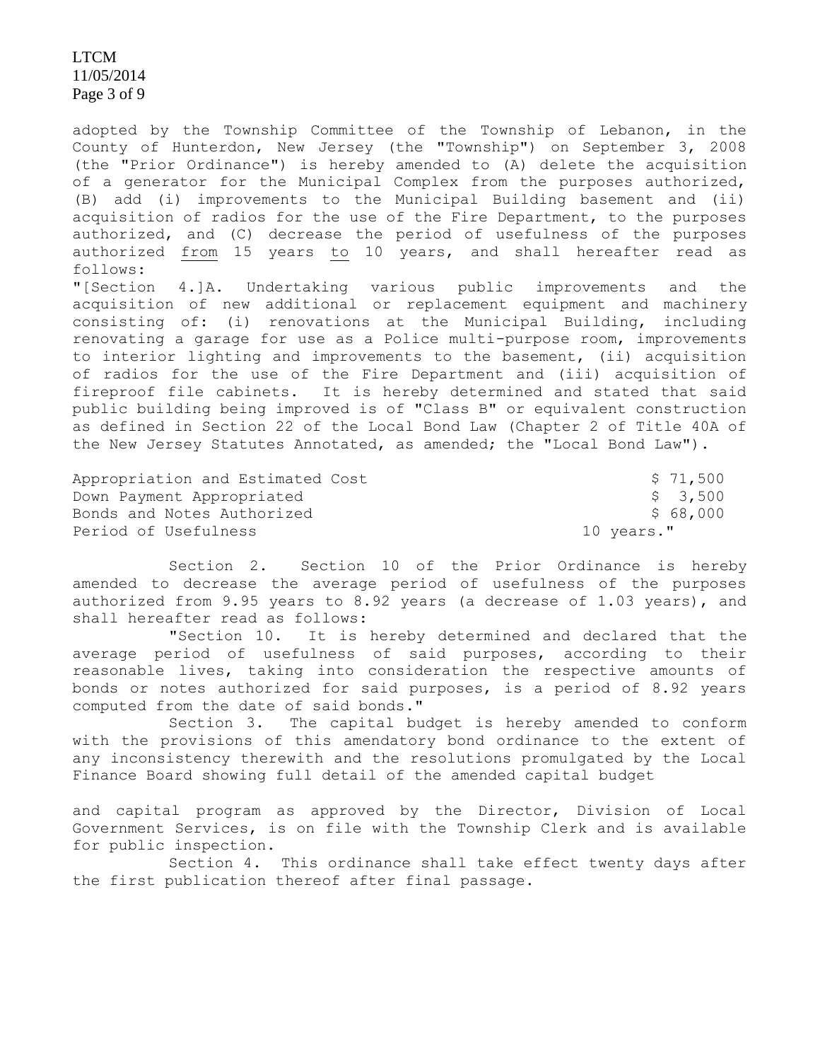adopted by the Township Committee of the Township of Lebanon, in the County of Hunterdon, New Jersey (the "Township") on September 3, 2008 (the "Prior Ordinance") is hereby amended to (A) delete the acquisition of a generator for the Municipal Complex from the purposes authorized, (B) add (i) improvements to the Municipal Building basement and (ii) acquisition of radios for the use of the Fire Department, to the purposes authorized, and (C) decrease the period of usefulness of the purposes authorized <u>from</u> 15 years <u>to</u> 10 years, and shall hereafter read as follows:

"[Section 4.]A. Undertaking various public improvements and the acquisition of new additional or replacement equipment and machinery consisting of: (i) renovations at the Municipal Building, including renovating a garage for use as a Police multi-purpose room, improvements to interior lighting and improvements to the basement, (ii) acquisition of radios for the use of the Fire Department and (iii) acquisition of fireproof file cabinets. It is hereby determined and stated that said public building being improved is of "Class B" or equivalent construction as defined in Section 22 of the Local Bond Law (Chapter 2 of Title 40A of the New Jersey Statutes Annotated, as amended; the "Local Bond Law").

| | |
|---|---|
| Appropriation and Estimated Cost | $ 71,500 |
| Down Payment Appropriated | $ 3,500 |
| Bonds and Notes Authorized | $ 68,000 |
| Period of Usefulness | 10 years." |

Section 2. Section 10 of the Prior Ordinance is hereby amended to decrease the average period of usefulness of the purposes authorized from 9.95 years to 8.92 years (a decrease of 1.03 years), and shall hereafter read as follows:

"Section 10. It is hereby determined and declared that the average period of usefulness of said purposes, according to their reasonable lives, taking into consideration the respective amounts of bonds or notes authorized for said purposes, is a period of 8.92 years computed from the date of said bonds."

Section 3. The capital budget is hereby amended to conform with the provisions of this amendatory bond ordinance to the extent of any inconsistency therewith and the resolutions promulgated by the Local Finance Board showing full detail of the amended capital budget and capital program as approved by the Director, Division of Local Government Services, is on file with the Township Clerk and is available for public inspection.

Section 4. This ordinance shall take effect twenty days after the first publication thereof after final passage.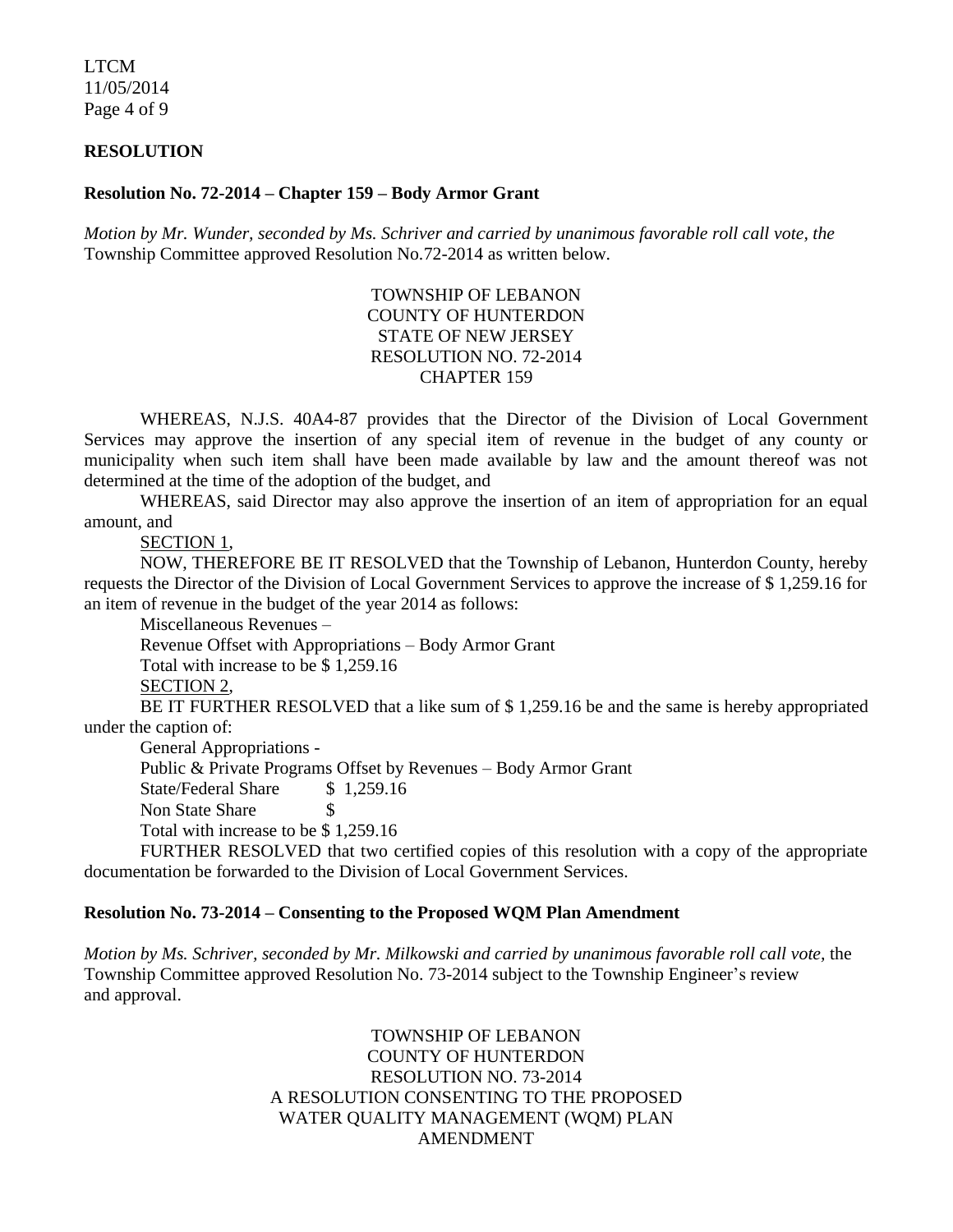## RESOLUTION

### Resolution No. 72-2014 – Chapter 159 – Body Armor Grant

*Motion by Mr. Wunder, seconded by Ms. Schriver and carried by unanimous favorable roll call vote, the* Township Committee approved Resolution No.72-2014 as written below.

TOWNSHIP OF LEBANON
COUNTY OF HUNTERDON
STATE OF NEW JERSEY
RESOLUTION NO. 72-2014
CHAPTER 159

WHEREAS, N.J.S. 40A4-87 provides that the Director of the Division of Local Government Services may approve the insertion of any special item of revenue in the budget of any county or municipality when such item shall have been made available by law and the amount thereof was not determined at the time of the adoption of the budget, and

WHEREAS, said Director may also approve the insertion of an item of appropriation for an equal amount, and

SECTION 1,

NOW, THEREFORE BE IT RESOLVED that the Township of Lebanon, Hunterdon County, hereby requests the Director of the Division of Local Government Services to approve the increase of $ 1,259.16 for an item of revenue in the budget of the year 2014 as follows:

Miscellaneous Revenues –

Revenue Offset with Appropriations – Body Armor Grant

Total with increase to be $ 1,259.16

SECTION 2,

BE IT FURTHER RESOLVED that a like sum of $ 1,259.16 be and the same is hereby appropriated under the caption of:

General Appropriations -

Public & Private Programs Offset by Revenues – Body Armor Grant

State/Federal Share $ 1,259.16

Non State Share $

Total with increase to be $ 1,259.16

FURTHER RESOLVED that two certified copies of this resolution with a copy of the appropriate documentation be forwarded to the Division of Local Government Services.

### Resolution No. 73-2014 – Consenting to the Proposed WQM Plan Amendment

*Motion by Ms. Schriver, seconded by Mr. Milkowski and carried by unanimous favorable roll call vote,* the Township Committee approved Resolution No. 73-2014 subject to the Township Engineer's review and approval.

TOWNSHIP OF LEBANON
COUNTY OF HUNTERDON
RESOLUTION NO. 73-2014
A RESOLUTION CONSENTING TO THE PROPOSED
WATER QUALITY MANAGEMENT (WQM) PLAN
AMENDMENT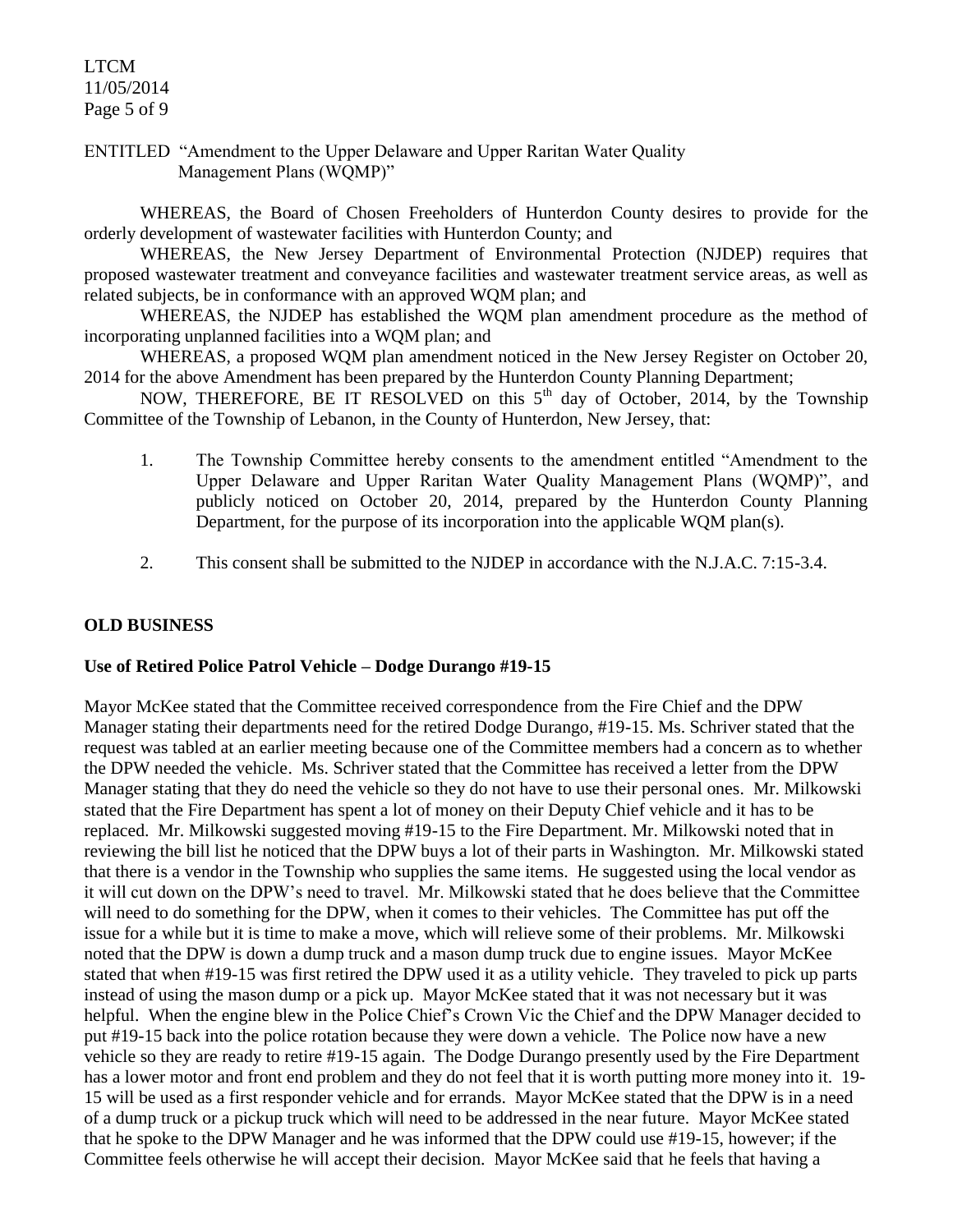ENTITLED "Amendment to the Upper Delaware and Upper Raritan Water Quality Management Plans (WQMP)"

WHEREAS, the Board of Chosen Freeholders of Hunterdon County desires to provide for the orderly development of wastewater facilities with Hunterdon County; and

WHEREAS, the New Jersey Department of Environmental Protection (NJDEP) requires that proposed wastewater treatment and conveyance facilities and wastewater treatment service areas, as well as related subjects, be in conformance with an approved WQM plan; and

WHEREAS, the NJDEP has established the WQM plan amendment procedure as the method of incorporating unplanned facilities into a WQM plan; and

WHEREAS, a proposed WQM plan amendment noticed in the New Jersey Register on October 20, 2014 for the above Amendment has been prepared by the Hunterdon County Planning Department;

NOW, THEREFORE, BE IT RESOLVED on this 5th day of October, 2014, by the Township Committee of the Township of Lebanon, in the County of Hunterdon, New Jersey, that:

1. The Township Committee hereby consents to the amendment entitled "Amendment to the Upper Delaware and Upper Raritan Water Quality Management Plans (WQMP)", and publicly noticed on October 20, 2014, prepared by the Hunterdon County Planning Department, for the purpose of its incorporation into the applicable WQM plan(s).

2. This consent shall be submitted to the NJDEP in accordance with the N.J.A.C. 7:15-3.4.

**OLD BUSINESS**

**Use of Retired Police Patrol Vehicle – Dodge Durango #19-15**

Mayor McKee stated that the Committee received correspondence from the Fire Chief and the DPW Manager stating their departments need for the retired Dodge Durango, #19-15. Ms. Schriver stated that the request was tabled at an earlier meeting because one of the Committee members had a concern as to whether the DPW needed the vehicle. Ms. Schriver stated that the Committee has received a letter from the DPW Manager stating that they do need the vehicle so they do not have to use their personal ones. Mr. Milkowski stated that the Fire Department has spent a lot of money on their Deputy Chief vehicle and it has to be replaced. Mr. Milkowski suggested moving #19-15 to the Fire Department. Mr. Milkowski noted that in reviewing the bill list he noticed that the DPW buys a lot of their parts in Washington. Mr. Milkowski stated that there is a vendor in the Township who supplies the same items. He suggested using the local vendor as it will cut down on the DPW's need to travel. Mr. Milkowski stated that he does believe that the Committee will need to do something for the DPW, when it comes to their vehicles. The Committee has put off the issue for a while but it is time to make a move, which will relieve some of their problems. Mr. Milkowski noted that the DPW is down a dump truck and a mason dump truck due to engine issues. Mayor McKee stated that when #19-15 was first retired the DPW used it as a utility vehicle. They traveled to pick up parts instead of using the mason dump or a pick up. Mayor McKee stated that it was not necessary but it was helpful. When the engine blew in the Police Chief's Crown Vic the Chief and the DPW Manager decided to put #19-15 back into the police rotation because they were down a vehicle. The Police now have a new vehicle so they are ready to retire #19-15 again. The Dodge Durango presently used by the Fire Department has a lower motor and front end problem and they do not feel that it is worth putting more money into it. 19-15 will be used as a first responder vehicle and for errands. Mayor McKee stated that the DPW is in a need of a dump truck or a pickup truck which will need to be addressed in the near future. Mayor McKee stated that he spoke to the DPW Manager and he was informed that the DPW could use #19-15, however; if the Committee feels otherwise he will accept their decision. Mayor McKee said that he feels that having a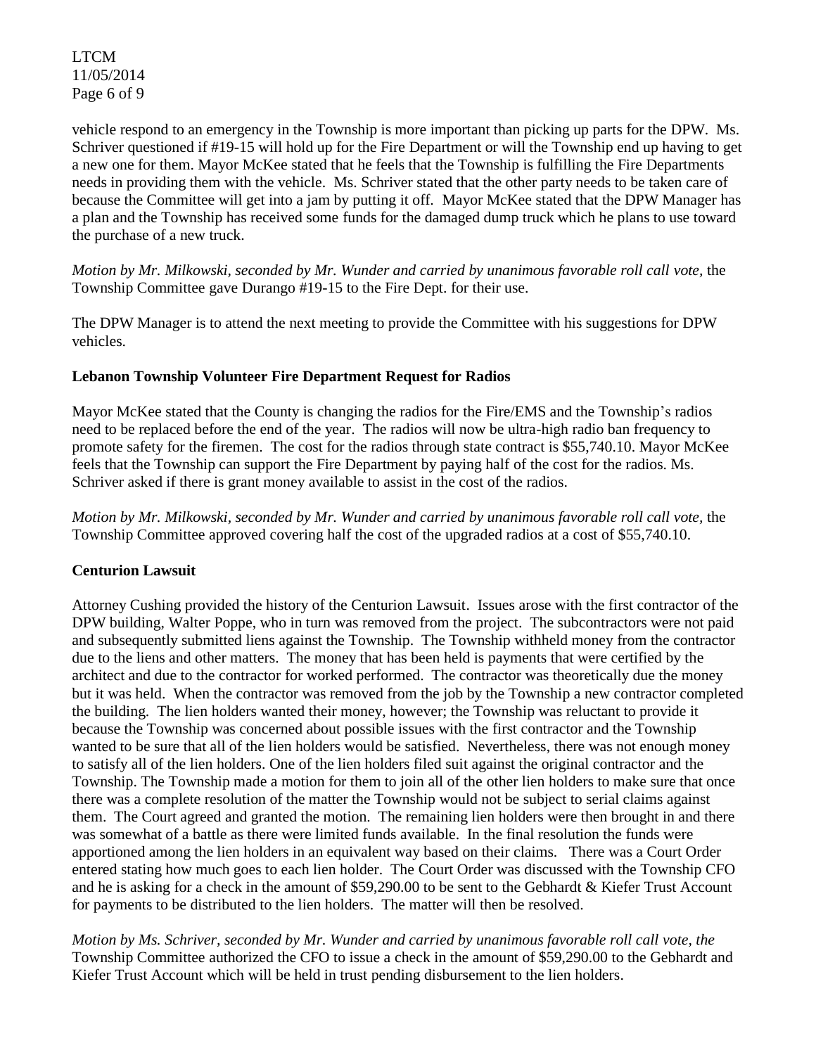vehicle respond to an emergency in the Township is more important than picking up parts for the DPW. Ms. Schriver questioned if #19-15 will hold up for the Fire Department or will the Township end up having to get a new one for them. Mayor McKee stated that he feels that the Township is fulfilling the Fire Departments needs in providing them with the vehicle. Ms. Schriver stated that the other party needs to be taken care of because the Committee will get into a jam by putting it off. Mayor McKee stated that the DPW Manager has a plan and the Township has received some funds for the damaged dump truck which he plans to use toward the purchase of a new truck.

*Motion by Mr. Milkowski, seconded by Mr. Wunder and carried by unanimous favorable roll call vote,* the Township Committee gave Durango #19-15 to the Fire Dept. for their use.

The DPW Manager is to attend the next meeting to provide the Committee with his suggestions for DPW vehicles.

**Lebanon Township Volunteer Fire Department Request for Radios**

Mayor McKee stated that the County is changing the radios for the Fire/EMS and the Township's radios need to be replaced before the end of the year. The radios will now be ultra-high radio ban frequency to promote safety for the firemen. The cost for the radios through state contract is $55,740.10. Mayor McKee feels that the Township can support the Fire Department by paying half of the cost for the radios. Ms. Schriver asked if there is grant money available to assist in the cost of the radios.

*Motion by Mr. Milkowski, seconded by Mr. Wunder and carried by unanimous favorable roll call vote,* the Township Committee approved covering half the cost of the upgraded radios at a cost of $55,740.10.

**Centurion Lawsuit**

Attorney Cushing provided the history of the Centurion Lawsuit. Issues arose with the first contractor of the DPW building, Walter Poppe, who in turn was removed from the project. The subcontractors were not paid and subsequently submitted liens against the Township. The Township withheld money from the contractor due to the liens and other matters. The money that has been held is payments that were certified by the architect and due to the contractor for worked performed. The contractor was theoretically due the money but it was held. When the contractor was removed from the job by the Township a new contractor completed the building. The lien holders wanted their money, however; the Township was reluctant to provide it because the Township was concerned about possible issues with the first contractor and the Township wanted to be sure that all of the lien holders would be satisfied. Nevertheless, there was not enough money to satisfy all of the lien holders. One of the lien holders filed suit against the original contractor and the Township. The Township made a motion for them to join all of the other lien holders to make sure that once there was a complete resolution of the matter the Township would not be subject to serial claims against them. The Court agreed and granted the motion. The remaining lien holders were then brought in and there was somewhat of a battle as there were limited funds available. In the final resolution the funds were apportioned among the lien holders in an equivalent way based on their claims. There was a Court Order entered stating how much goes to each lien holder. The Court Order was discussed with the Township CFO and he is asking for a check in the amount of $59,290.00 to be sent to the Gebhardt & Kiefer Trust Account for payments to be distributed to the lien holders. The matter will then be resolved.

*Motion by Ms. Schriver, seconded by Mr. Wunder and carried by unanimous favorable roll call vote, the* Township Committee authorized the CFO to issue a check in the amount of $59,290.00 to the Gebhardt and Kiefer Trust Account which will be held in trust pending disbursement to the lien holders.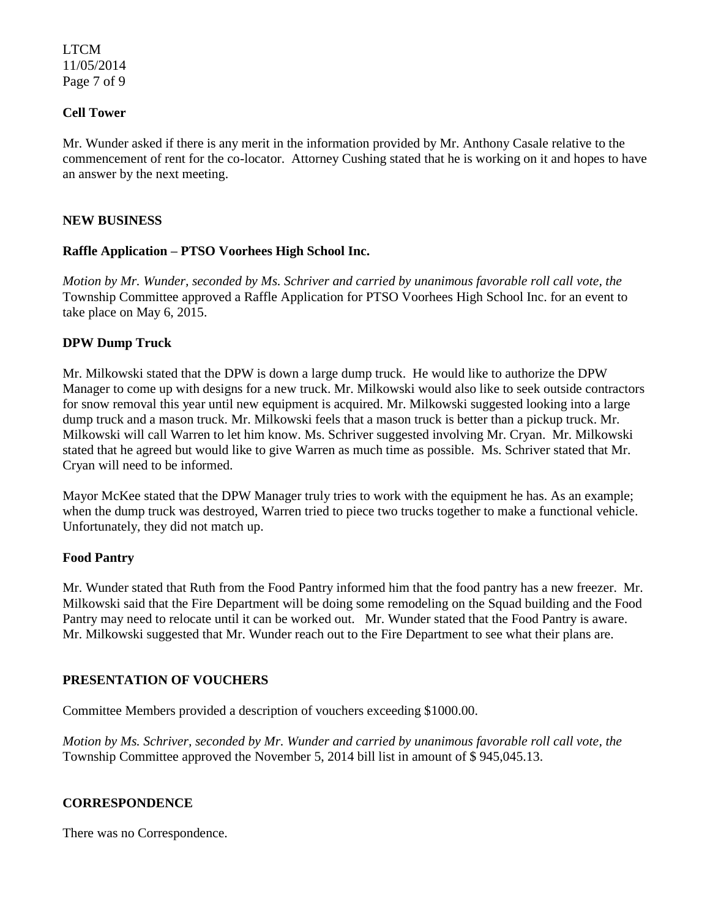**Cell Tower**

Mr. Wunder asked if there is any merit in the information provided by Mr. Anthony Casale relative to the commencement of rent for the co-locator. Attorney Cushing stated that he is working on it and hopes to have an answer by the next meeting.

**NEW BUSINESS**

**Raffle Application – PTSO Voorhees High School Inc.**

*Motion by Mr. Wunder, seconded by Ms. Schriver and carried by unanimous favorable roll call vote, the* Township Committee approved a Raffle Application for PTSO Voorhees High School Inc. for an event to take place on May 6, 2015.

**DPW Dump Truck**

Mr. Milkowski stated that the DPW is down a large dump truck. He would like to authorize the DPW Manager to come up with designs for a new truck. Mr. Milkowski would also like to seek outside contractors for snow removal this year until new equipment is acquired. Mr. Milkowski suggested looking into a large dump truck and a mason truck. Mr. Milkowski feels that a mason truck is better than a pickup truck. Mr. Milkowski will call Warren to let him know. Ms. Schriver suggested involving Mr. Cryan. Mr. Milkowski stated that he agreed but would like to give Warren as much time as possible. Ms. Schriver stated that Mr. Cryan will need to be informed.

Mayor McKee stated that the DPW Manager truly tries to work with the equipment he has. As an example; when the dump truck was destroyed, Warren tried to piece two trucks together to make a functional vehicle. Unfortunately, they did not match up.

**Food Pantry**

Mr. Wunder stated that Ruth from the Food Pantry informed him that the food pantry has a new freezer. Mr. Milkowski said that the Fire Department will be doing some remodeling on the Squad building and the Food Pantry may need to relocate until it can be worked out. Mr. Wunder stated that the Food Pantry is aware. Mr. Milkowski suggested that Mr. Wunder reach out to the Fire Department to see what their plans are.

**PRESENTATION OF VOUCHERS**

Committee Members provided a description of vouchers exceeding $1000.00.

*Motion by Ms. Schriver, seconded by Mr. Wunder and carried by unanimous favorable roll call vote, the* Township Committee approved the November 5, 2014 bill list in amount of $ 945,045.13.

**CORRESPONDENCE**

There was no Correspondence.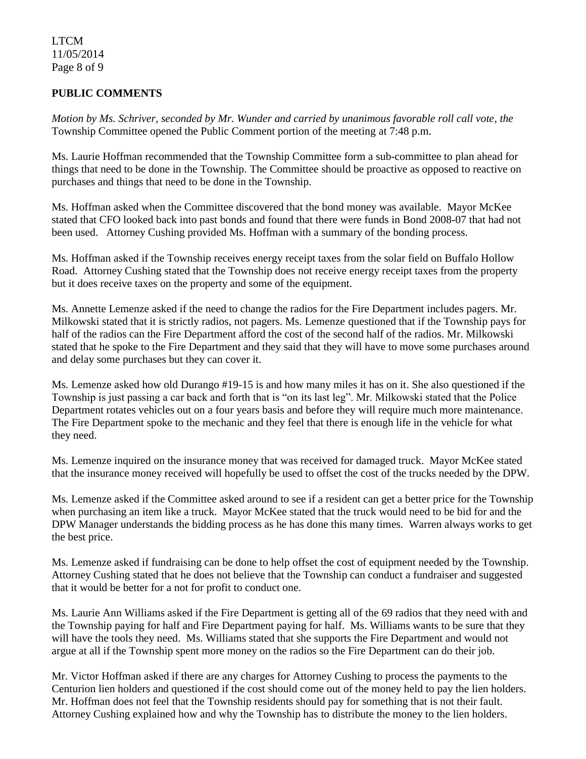## PUBLIC COMMENTS

*Motion by Ms. Schriver, seconded by Mr. Wunder and carried by unanimous favorable roll call vote, the* Township Committee opened the Public Comment portion of the meeting at 7:48 p.m.

Ms. Laurie Hoffman recommended that the Township Committee form a sub-committee to plan ahead for things that need to be done in the Township. The Committee should be proactive as opposed to reactive on purchases and things that need to be done in the Township.

Ms. Hoffman asked when the Committee discovered that the bond money was available. Mayor McKee stated that CFO looked back into past bonds and found that there were funds in Bond 2008-07 that had not been used. Attorney Cushing provided Ms. Hoffman with a summary of the bonding process.

Ms. Hoffman asked if the Township receives energy receipt taxes from the solar field on Buffalo Hollow Road. Attorney Cushing stated that the Township does not receive energy receipt taxes from the property but it does receive taxes on the property and some of the equipment.

Ms. Annette Lemenze asked if the need to change the radios for the Fire Department includes pagers. Mr. Milkowski stated that it is strictly radios, not pagers. Ms. Lemenze questioned that if the Township pays for half of the radios can the Fire Department afford the cost of the second half of the radios. Mr. Milkowski stated that he spoke to the Fire Department and they said that they will have to move some purchases around and delay some purchases but they can cover it.

Ms. Lemenze asked how old Durango #19-15 is and how many miles it has on it. She also questioned if the Township is just passing a car back and forth that is "on its last leg". Mr. Milkowski stated that the Police Department rotates vehicles out on a four years basis and before they will require much more maintenance. The Fire Department spoke to the mechanic and they feel that there is enough life in the vehicle for what they need.

Ms. Lemenze inquired on the insurance money that was received for damaged truck. Mayor McKee stated that the insurance money received will hopefully be used to offset the cost of the trucks needed by the DPW.

Ms. Lemenze asked if the Committee asked around to see if a resident can get a better price for the Township when purchasing an item like a truck. Mayor McKee stated that the truck would need to be bid for and the DPW Manager understands the bidding process as he has done this many times. Warren always works to get the best price.

Ms. Lemenze asked if fundraising can be done to help offset the cost of equipment needed by the Township. Attorney Cushing stated that he does not believe that the Township can conduct a fundraiser and suggested that it would be better for a not for profit to conduct one.

Ms. Laurie Ann Williams asked if the Fire Department is getting all of the 69 radios that they need with and the Township paying for half and Fire Department paying for half. Ms. Williams wants to be sure that they will have the tools they need. Ms. Williams stated that she supports the Fire Department and would not argue at all if the Township spent more money on the radios so the Fire Department can do their job.

Mr. Victor Hoffman asked if there are any charges for Attorney Cushing to process the payments to the Centurion lien holders and questioned if the cost should come out of the money held to pay the lien holders. Mr. Hoffman does not feel that the Township residents should pay for something that is not their fault. Attorney Cushing explained how and why the Township has to distribute the money to the lien holders.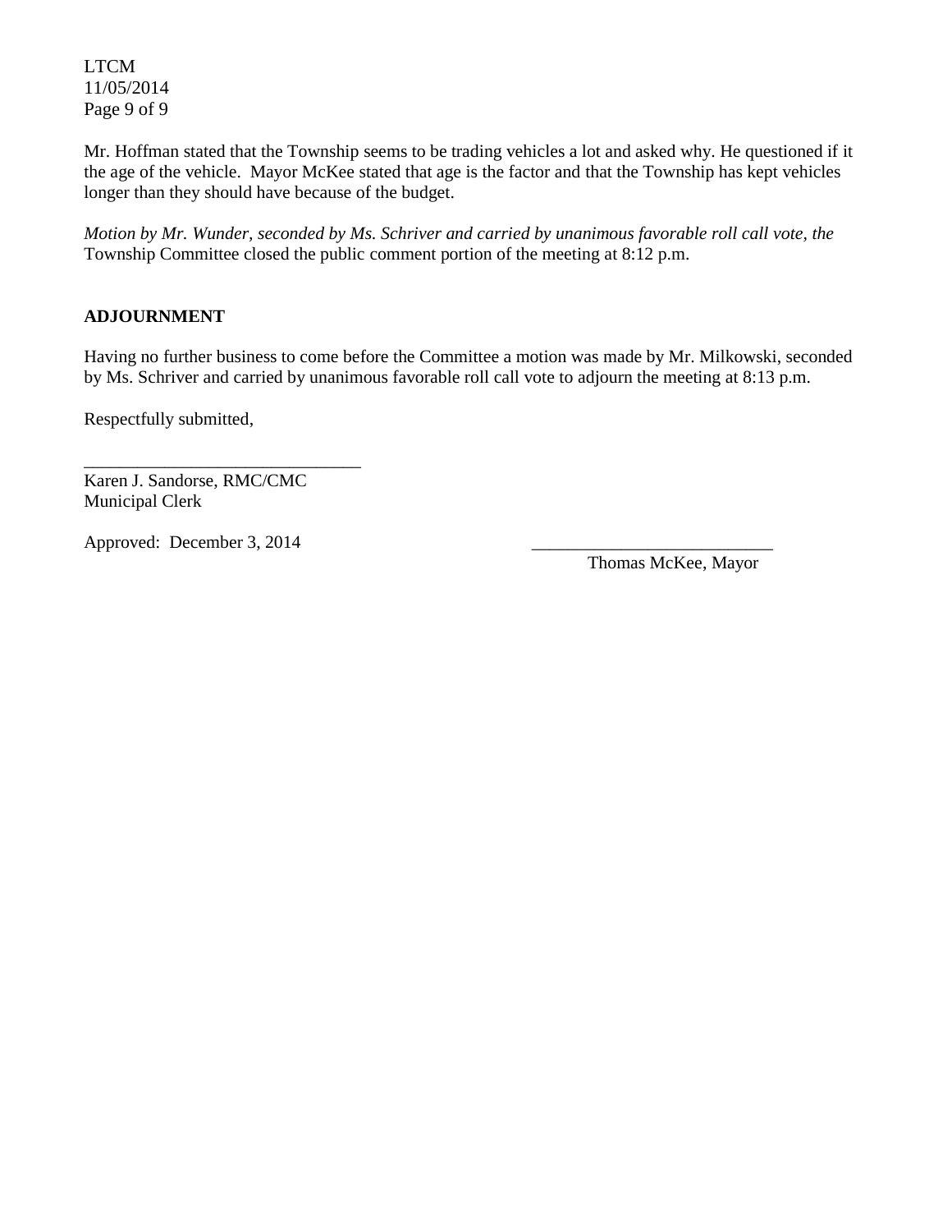Mr. Hoffman stated that the Township seems to be trading vehicles a lot and asked why. He questioned if it the age of the vehicle. Mayor McKee stated that age is the factor and that the Township has kept vehicles longer than they should have because of the budget.

*Motion by Mr. Wunder, seconded by Ms. Schriver and carried by unanimous favorable roll call vote, the* Township Committee closed the public comment portion of the meeting at 8:12 p.m.

**ADJOURNMENT**

Having no further business to come before the Committee a motion was made by Mr. Milkowski, seconded by Ms. Schriver and carried by unanimous favorable roll call vote to adjourn the meeting at 8:13 p.m.

Respectfully submitted,

_______________________________
Karen J. Sandorse, RMC/CMC
Municipal Clerk

Approved: December 3, 2014

_______________________________
Thomas McKee, Mayor